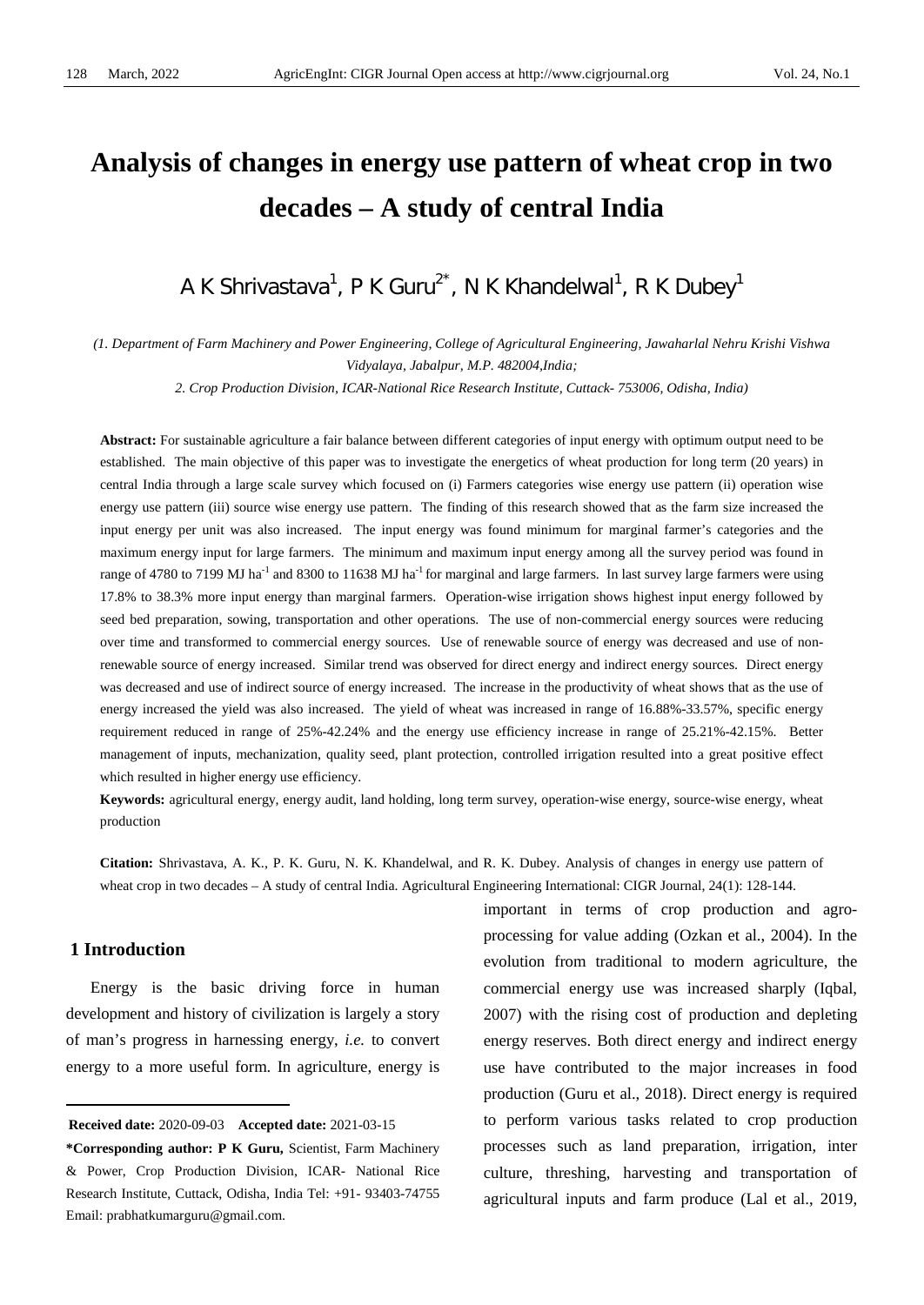# Analysis of changes in energy use pattern of wheat crop in two decades – A study of central India

A K Shrivastava[1], P K Guru[2*], N K Khandelwal[1], R K Dubey[1]

*(1. Department of Farm Machinery and Power Engineering, College of Agricultural Engineering, Jawaharlal Nehru Krishi Vishwa Vidyalaya, Jabalpur, M.P. 482004,India;*

*2. Crop Production Division, ICAR-National Rice Research Institute, Cuttack- 753006, Odisha, India)*

**Abstract:** For sustainable agriculture a fair balance between different categories of input energy with optimum output need to be established. The main objective of this paper was to investigate the energetics of wheat production for long term (20 years) in central India through a large scale survey which focused on (i) Farmers categories wise energy use pattern (ii) operation wise energy use pattern (iii) source wise energy use pattern. The finding of this research showed that as the farm size increased the input energy per unit was also increased. The input energy was found minimum for marginal farmer's categories and the maximum energy input for large farmers. The minimum and maximum input energy among all the survey period was found in range of 4780 to 7199 MJ ha$^{-1}$ and 8300 to 11638 MJ ha$^{-1}$ for marginal and large farmers. In last survey large farmers were using 17.8% to 38.3% more input energy than marginal farmers. Operation-wise irrigation shows highest input energy followed by seed bed preparation, sowing, transportation and other operations. The use of non-commercial energy sources were reducing over time and transformed to commercial energy sources. Use of renewable source of energy was decreased and use of non-renewable source of energy increased. Similar trend was observed for direct energy and indirect energy sources. Direct energy was decreased and use of indirect source of energy increased. The increase in the productivity of wheat shows that as the use of energy increased the yield was also increased. The yield of wheat was increased in range of 16.88%-33.57%, specific energy requirement reduced in range of 25%-42.24% and the energy use efficiency increase in range of 25.21%-42.15%. Better management of inputs, mechanization, quality seed, plant protection, controlled irrigation resulted into a great positive effect which resulted in higher energy use efficiency.

**Keywords:** agricultural energy, energy audit, land holding, long term survey, operation-wise energy, source-wise energy, wheat production

**Citation:** Shrivastava, A. K., P. K. Guru, N. K. Khandelwal, and R. K. Dubey. Analysis of changes in energy use pattern of wheat crop in two decades – A study of central India. Agricultural Engineering International: CIGR Journal, 24(1): 128-144.

## 1 Introduction

Energy is the basic driving force in human development and history of civilization is largely a story of man's progress in harnessing energy, *i.e.* to convert energy to a more useful form. In agriculture, energy is important in terms of crop production and agro-processing for value adding (Ozkan et al., 2004). In the evolution from traditional to modern agriculture, the commercial energy use was increased sharply (Iqbal, 2007) with the rising cost of production and depleting energy reserves. Both direct energy and indirect energy use have contributed to the major increases in food production (Guru et al., 2018). Direct energy is required to perform various tasks related to crop production processes such as land preparation, irrigation, inter culture, threshing, harvesting and transportation of agricultural inputs and farm produce (Lal et al., 2019,

---

**Received date:** 2020-09-03 **Accepted date:** 2021-03-15

**\*Corresponding author: P K Guru,** Scientist, Farm Machinery & Power, Crop Production Division, ICAR- National Rice Research Institute, Cuttack, Odisha, India Tel: +91- 93403-74755 Email: prabhatkumarguru@gmail.com.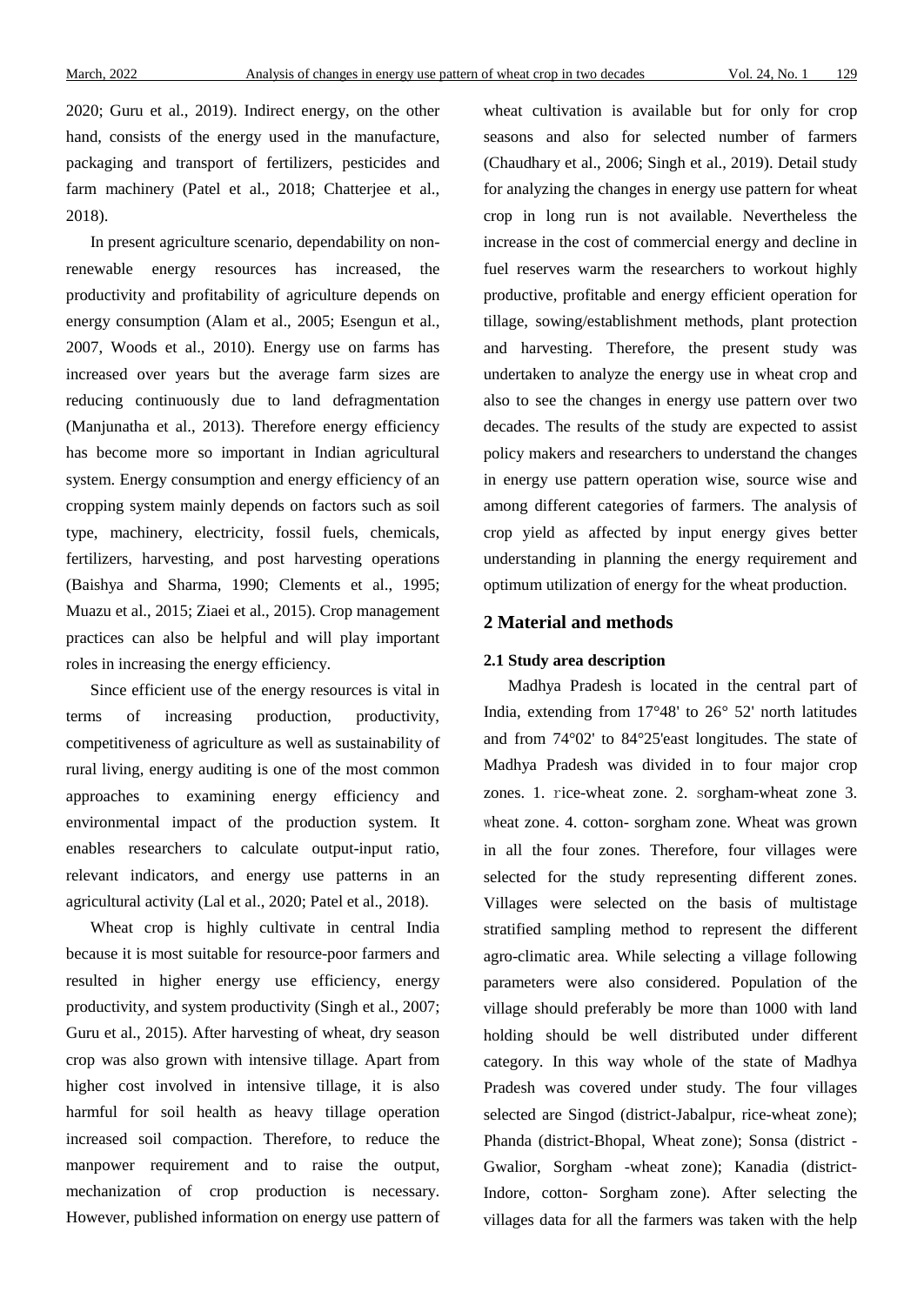2020; Guru et al., 2019). Indirect energy, on the other hand, consists of the energy used in the manufacture, packaging and transport of fertilizers, pesticides and farm machinery (Patel et al., 2018; Chatterjee et al., 2018).

In present agriculture scenario, dependability on non-renewable energy resources has increased, the productivity and profitability of agriculture depends on energy consumption (Alam et al., 2005; Esengun et al., 2007, Woods et al., 2010). Energy use on farms has increased over years but the average farm sizes are reducing continuously due to land defragmentation (Manjunatha et al., 2013). Therefore energy efficiency has become more so important in Indian agricultural system. Energy consumption and energy efficiency of an cropping system mainly depends on factors such as soil type, machinery, electricity, fossil fuels, chemicals, fertilizers, harvesting, and post harvesting operations (Baishya and Sharma, 1990; Clements et al., 1995; Muazu et al., 2015; Ziaei et al., 2015). Crop management practices can also be helpful and will play important roles in increasing the energy efficiency.

Since efficient use of the energy resources is vital in terms of increasing production, productivity, competitiveness of agriculture as well as sustainability of rural living, energy auditing is one of the most common approaches to examining energy efficiency and environmental impact of the production system. It enables researchers to calculate output-input ratio, relevant indicators, and energy use patterns in an agricultural activity (Lal et al., 2020; Patel et al., 2018).

Wheat crop is highly cultivate in central India because it is most suitable for resource-poor farmers and resulted in higher energy use efficiency, energy productivity, and system productivity (Singh et al., 2007; Guru et al., 2015). After harvesting of wheat, dry season crop was also grown with intensive tillage. Apart from higher cost involved in intensive tillage, it is also harmful for soil health as heavy tillage operation increased soil compaction. Therefore, to reduce the manpower requirement and to raise the output, mechanization of crop production is necessary. However, published information on energy use pattern of wheat cultivation is available but for only for crop seasons and also for selected number of farmers (Chaudhary et al., 2006; Singh et al., 2019). Detail study for analyzing the changes in energy use pattern for wheat crop in long run is not available. Nevertheless the increase in the cost of commercial energy and decline in fuel reserves warm the researchers to workout highly productive, profitable and energy efficient operation for tillage, sowing/establishment methods, plant protection and harvesting. Therefore, the present study was undertaken to analyze the energy use in wheat crop and also to see the changes in energy use pattern over two decades. The results of the study are expected to assist policy makers and researchers to understand the changes in energy use pattern operation wise, source wise and among different categories of farmers. The analysis of crop yield as affected by input energy gives better understanding in planning the energy requirement and optimum utilization of energy for the wheat production.

## 2 Material and methods

### 2.1 Study area description

Madhya Pradesh is located in the central part of India, extending from 17°48' to 26° 52' north latitudes and from 74°02' to 84°25'east longitudes. The state of Madhya Pradesh was divided in to four major crop zones. 1. rice-wheat zone. 2. sorgham-wheat zone 3. wheat zone. 4. cotton- sorgham zone. Wheat was grown in all the four zones. Therefore, four villages were selected for the study representing different zones. Villages were selected on the basis of multistage stratified sampling method to represent the different agro-climatic area. While selecting a village following parameters were also considered. Population of the village should preferably be more than 1000 with land holding should be well distributed under different category. In this way whole of the state of Madhya Pradesh was covered under study. The four villages selected are Singod (district-Jabalpur, rice-wheat zone); Phanda (district-Bhopal, Wheat zone); Sonsa (district - Gwalior, Sorgham -wheat zone); Kanadia (district-Indore, cotton- Sorgham zone). After selecting the villages data for all the farmers was taken with the help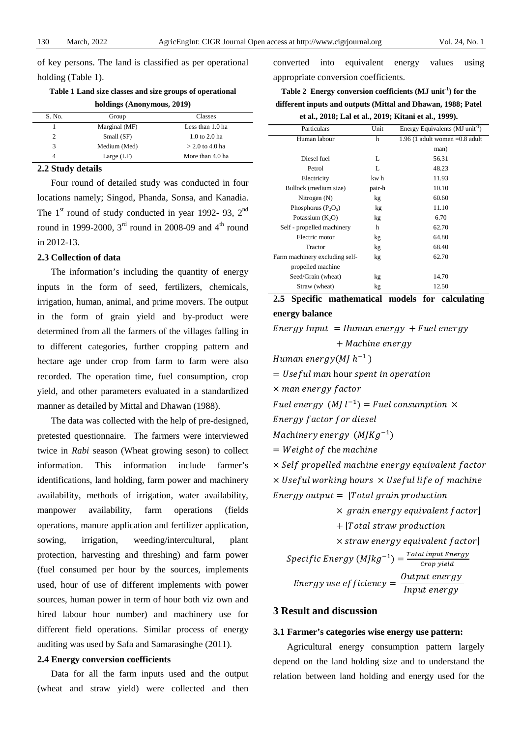of key persons. The land is classified as per operational holding (Table 1).

**Table 1 Land size classes and size groups of operational holdings (Anonymous, 2019)**

| S. No. | Group | Classes |
|---|---|---|
| 1 | Marginal (MF) | Less than 1.0 ha |
| 2 | Small (SF) | 1.0 to 2.0 ha |
| 3 | Medium (Med) | > 2.0 to 4.0 ha |
| 4 | Large (LF) | More than 4.0 ha |

### 2.2 Study details

Four round of detailed study was conducted in four locations namely; Singod, Phanda, Sonsa, and Kanadia. The 1st round of study conducted in year 1992- 93, 2nd round in 1999-2000, 3rd round in 2008-09 and 4th round in 2012-13.

### 2.3 Collection of data

The information's including the quantity of energy inputs in the form of seed, fertilizers, chemicals, irrigation, human, animal, and prime movers. The output in the form of grain yield and by-product were determined from all the farmers of the villages falling in to different categories, further cropping pattern and hectare age under crop from farm to farm were also recorded. The operation time, fuel consumption, crop yield, and other parameters evaluated in a standardized manner as detailed by Mittal and Dhawan (1988).

The data was collected with the help of pre-designed, pretested questionnaire. The farmers were interviewed twice in *Rabi* season (Wheat growing seson) to collect information. This information include farmer's identifications, land holding, farm power and machinery availability, methods of irrigation, water availability, manpower availability, farm operations (fields operations, manure application and fertilizer application, sowing, irrigation, weeding/intercultural, plant protection, harvesting and threshing) and farm power (fuel consumed per hour by the sources, implements used, hour of use of different implements with power sources, human power in term of hour both viz own and hired labour hour number) and machinery use for different field operations. Similar process of energy auditing was used by Safa and Samarasinghe (2011).

### 2.4 Energy conversion coefficients

Data for all the farm inputs used and the output (wheat and straw yield) were collected and then converted into equivalent energy values using appropriate conversion coefficients.

**Table 2 Energy conversion coefficients (MJ unit$^{-1}$) for the different inputs and outputs (Mittal and Dhawan, 1988; Patel et al., 2018; Lal et al., 2019; Kitani et al., 1999).**

| Particulars | Unit | Energy Equivalents (MJ unit$^{-1}$) |
|---|---|---|
| Human labour | h | 1.96 (1 adult women =0.8 adult man) |
| Diesel fuel | L | 56.31 |
| Petrol | L | 48.23 |
| Electricity | kw h | 11.93 |
| Bullock (medium size) | pair-h | 10.10 |
| Nitrogen (N) | kg | 60.60 |
| Phosphorus ($P_2O_5$) | kg | 11.10 |
| Potassium ($K_2O$) | kg | 6.70 |
| Self - propelled machinery | h | 62.70 |
| Electric motor | kg | 64.80 |
| Tractor | kg | 68.40 |
| Farm machinery excluding self-propelled machine | kg | 62.70 |
| Seed/Grain (wheat) | kg | 14.70 |
| Straw (wheat) | kg | 12.50 |

### 2.5 Specific mathematical models for calculating energy balance

$$Energy\ Input\ = Human\ energy\ + Fuel\ energy + Machine\ energy$$

$$Human\ energy (MJ\ h^{-1}) = Useful\ man\ hour\ spent\ in\ operation \times man\ energy\ factor$$

$$Fuel\ energy\ \ (MJ\ l^{-1}) = Fuel\ consumption\ \times Energy\ factor\ for\ diesel$$

$$Machinery\ energy\ \ (MJKg^{-1}) = Weight\ of\ the\ machine \times Self\ propelled\ machine\ energy\ equivalent\ factor \times Useful\ working\ hours\ \times Useful\ life\ of\ machine$$

$$Energy\ output = \ [Total\ grain\ production \times\ grain\ energy\ equivalent\ factor] + [Total\ straw\ production \times straw\ energy\ equivalent\ factor]$$

$$Specific\ Energy\ (MJkg^{-1}) = \frac{Total\ input\ Energy}{Crop\ yield}$$

$$Energy\ use\ efficiency = \frac{Output\ energy}{Input\ energy}$$

## 3 Result and discussion

### 3.1 Farmer's categories wise energy use pattern:

Agricultural energy consumption pattern largely depend on the land holding size and to understand the relation between land holding and energy used for the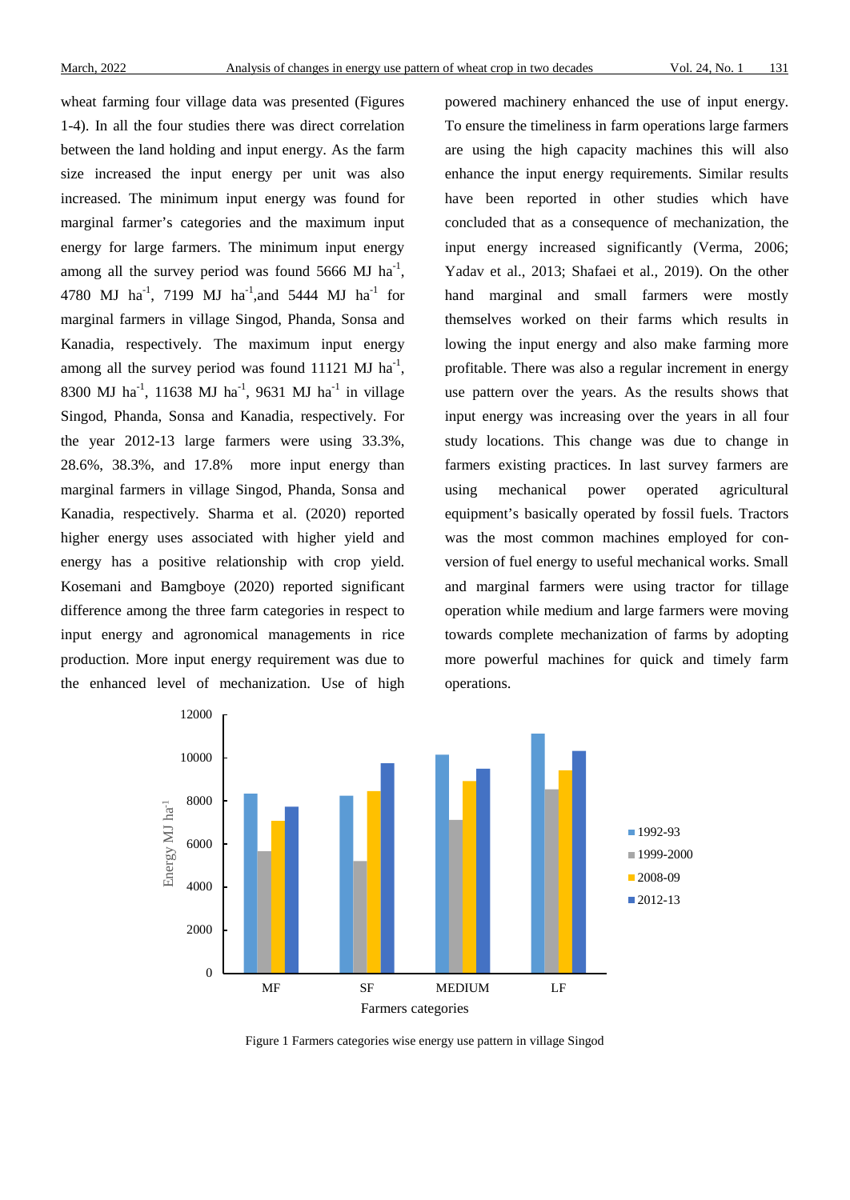wheat farming four village data was presented (Figures 1-4). In all the four studies there was direct correlation between the land holding and input energy. As the farm size increased the input energy per unit was also increased. The minimum input energy was found for marginal farmer's categories and the maximum input energy for large farmers. The minimum input energy among all the survey period was found 5666 MJ ha$^{-1}$, 4780 MJ ha$^{-1}$, 7199 MJ ha$^{-1}$,and 5444 MJ ha$^{-1}$ for marginal farmers in village Singod, Phanda, Sonsa and Kanadia, respectively. The maximum input energy among all the survey period was found 11121 MJ ha$^{-1}$, 8300 MJ ha$^{-1}$, 11638 MJ ha$^{-1}$, 9631 MJ ha$^{-1}$ in village Singod, Phanda, Sonsa and Kanadia, respectively. For the year 2012-13 large farmers were using 33.3%, 28.6%, 38.3%, and 17.8% more input energy than marginal farmers in village Singod, Phanda, Sonsa and Kanadia, respectively. Sharma et al. (2020) reported higher energy uses associated with higher yield and energy has a positive relationship with crop yield. Kosemani and Bamgboye (2020) reported significant difference among the three farm categories in respect to input energy and agronomical managements in rice production. More input energy requirement was due to the enhanced level of mechanization. Use of high powered machinery enhanced the use of input energy. To ensure the timeliness in farm operations large farmers are using the high capacity machines this will also enhance the input energy requirements. Similar results have been reported in other studies which have concluded that as a consequence of mechanization, the input energy increased significantly (Verma, 2006; Yadav et al., 2013; Shafaei et al., 2019). On the other hand marginal and small farmers were mostly themselves worked on their farms which results in lowing the input energy and also make farming more profitable. There was also a regular increment in energy use pattern over the years. As the results shows that input energy was increasing over the years in all four study locations. This change was due to change in farmers existing practices. In last survey farmers are using mechanical power operated agricultural equipment's basically operated by fossil fuels. Tractors was the most common machines employed for conversion of fuel energy to useful mechanical works. Small and marginal farmers were using tractor for tillage operation while medium and large farmers were moving towards complete mechanization of farms by adopting more powerful machines for quick and timely farm operations.

Figure 1 Farmers categories wise energy use pattern in village Singod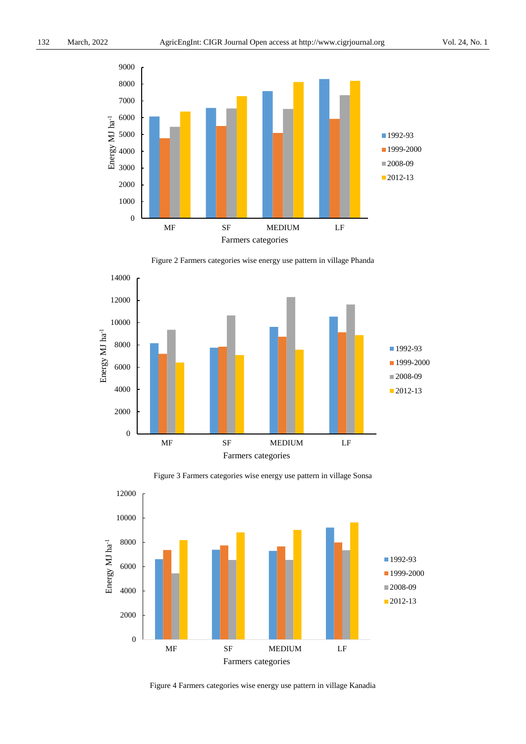Figure 2 Farmers categories wise energy use pattern in village Phanda

Figure 3 Farmers categories wise energy use pattern in village Sonsa

Figure 4 Farmers categories wise energy use pattern in village Kanadia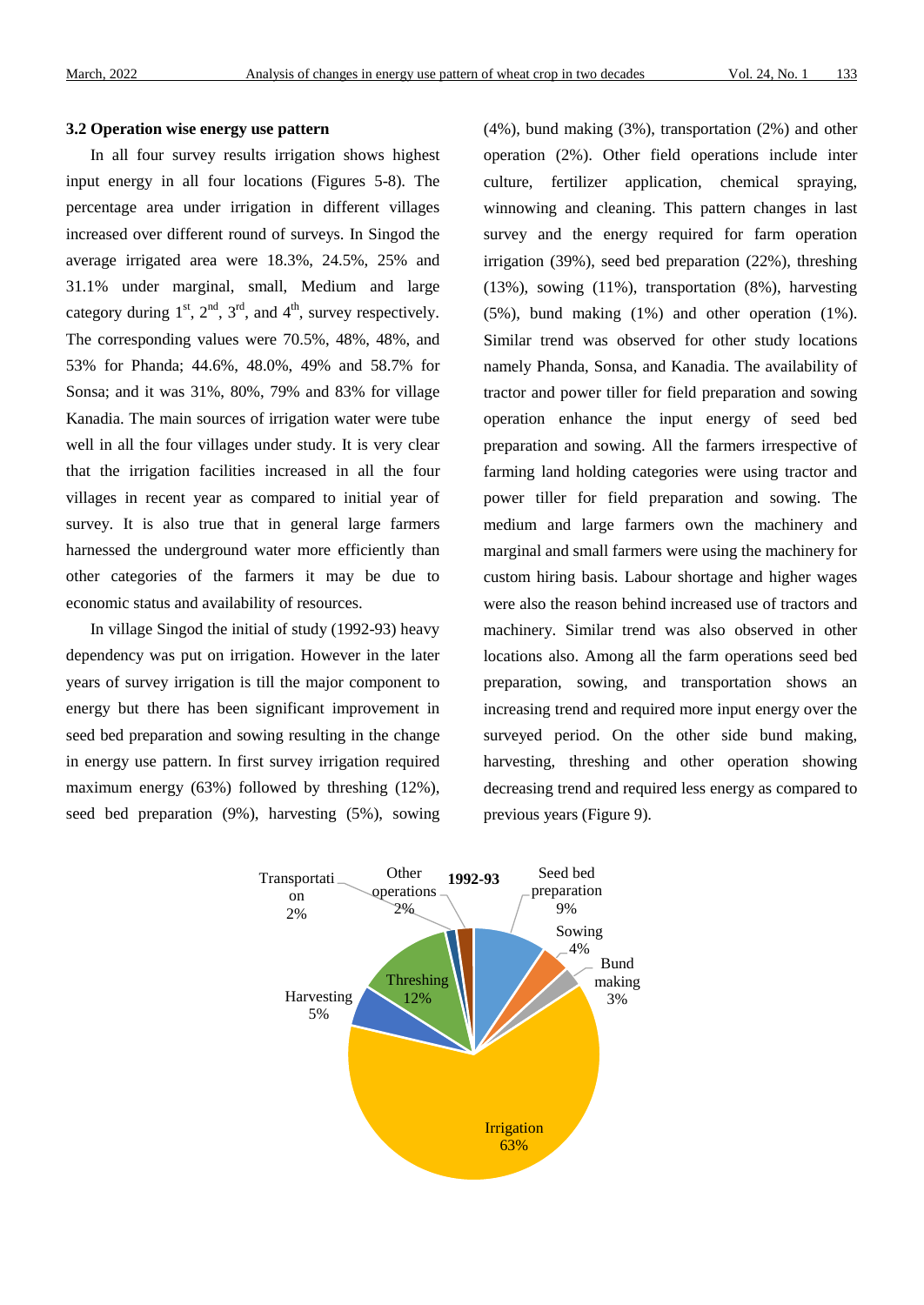### 3.2 Operation wise energy use pattern

In all four survey results irrigation shows highest input energy in all four locations (Figures 5-8). The percentage area under irrigation in different villages increased over different round of surveys. In Singod the average irrigated area were 18.3%, 24.5%, 25% and 31.1% under marginal, small, Medium and large category during 1st, 2nd, 3rd, and 4th, survey respectively. The corresponding values were 70.5%, 48%, 48%, and 53% for Phanda; 44.6%, 48.0%, 49% and 58.7% for Sonsa; and it was 31%, 80%, 79% and 83% for village Kanadia. The main sources of irrigation water were tube well in all the four villages under study. It is very clear that the irrigation facilities increased in all the four villages in recent year as compared to initial year of survey. It is also true that in general large farmers harnessed the underground water more efficiently than other categories of the farmers it may be due to economic status and availability of resources.

In village Singod the initial of study (1992-93) heavy dependency was put on irrigation. However in the later years of survey irrigation is till the major component to energy but there has been significant improvement in seed bed preparation and sowing resulting in the change in energy use pattern. In first survey irrigation required maximum energy (63%) followed by threshing (12%), seed bed preparation (9%), harvesting (5%), sowing (4%), bund making (3%), transportation (2%) and other operation (2%). Other field operations include inter culture, fertilizer application, chemical spraying, winnowing and cleaning. This pattern changes in last survey and the energy required for farm operation irrigation (39%), seed bed preparation (22%), threshing (13%), sowing (11%), transportation (8%), harvesting (5%), bund making (1%) and other operation (1%). Similar trend was observed for other study locations namely Phanda, Sonsa, and Kanadia. The availability of tractor and power tiller for field preparation and sowing operation enhance the input energy of seed bed preparation and sowing. All the farmers irrespective of farming land holding categories were using tractor and power tiller for field preparation and sowing. The medium and large farmers own the machinery and marginal and small farmers were using the machinery for custom hiring basis. Labour shortage and higher wages were also the reason behind increased use of tractors and machinery. Similar trend was also observed in other locations also. Among all the farm operations seed bed preparation, sowing, and transportation shows an increasing trend and required more input energy over the surveyed period. On the other side bund making, harvesting, threshing and other operation showing decreasing trend and required less energy as compared to previous years (Figure 9).

**1992-93**

| Operation | Share |
|---|---|
| Seed bed preparation | 9% |
| Sowing | 4% |
| Bund making | 3% |
| Irrigation | 63% |
| Harvesting | 5% |
| Threshing | 12% |
| Transportation | 2% |
| Other operations | 2% |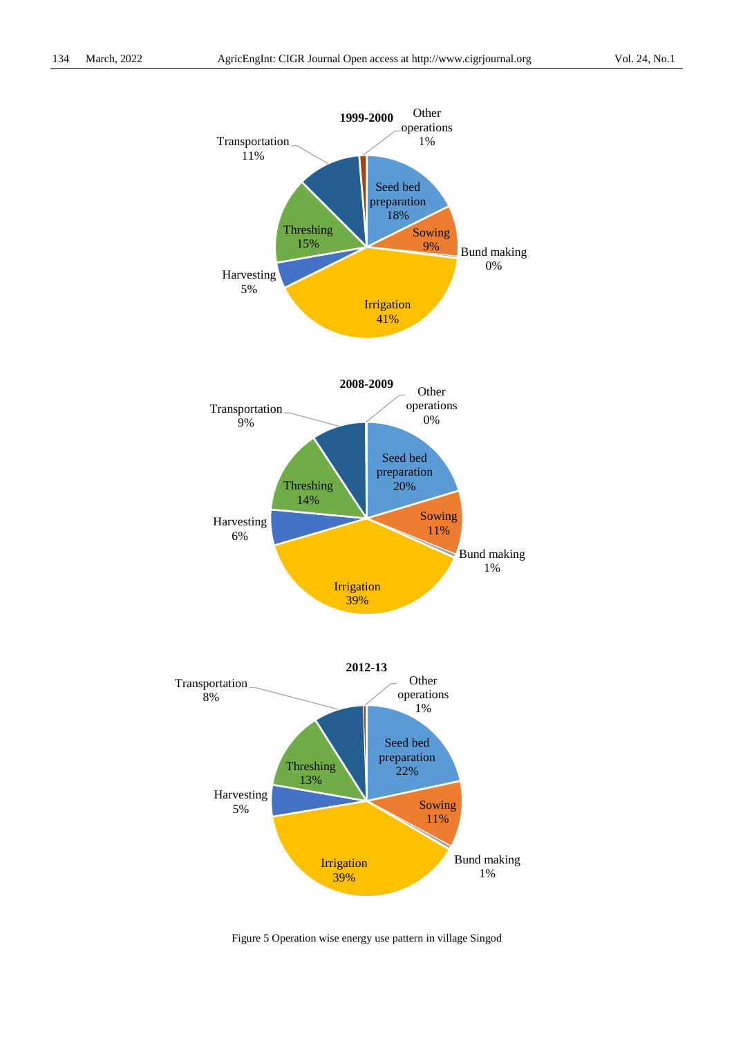**1999-2000**

Seed bed preparation 18%
Sowing 9%
Bund making 0%
Irrigation 41%
Harvesting 5%
Threshing 15%
Transportation 11%
Other operations 1%

**2008-2009**

Seed bed preparation 20%
Sowing 11%
Bund making 1%
Irrigation 39%
Harvesting 6%
Threshing 14%
Transportation 9%
Other operations 0%

**2012-13**

Seed bed preparation 22%
Sowing 11%
Bund making 1%
Irrigation 39%
Harvesting 5%
Threshing 13%
Transportation 8%
Other operations 1%

Figure 5 Operation wise energy use pattern in village Singod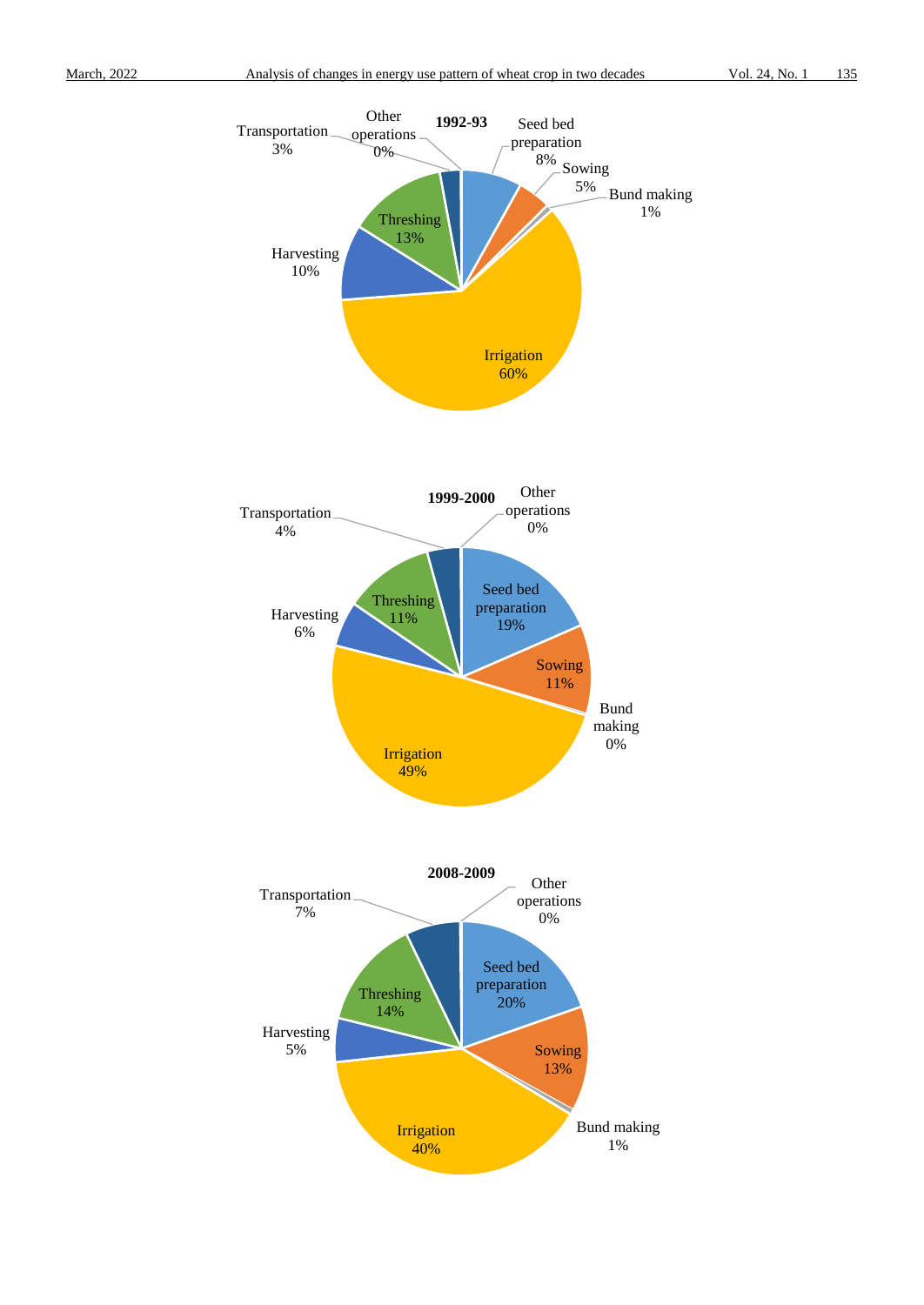**1992-93**

Seed bed preparation 8%
Sowing 5%
Bund making 1%
Irrigation 60%
Harvesting 10%
Threshing 13%
Transportation 3%
Other operations 0%

**1999-2000**

Seed bed preparation 19%
Sowing 11%
Bund making 0%
Irrigation 49%
Harvesting 6%
Threshing 11%
Transportation 4%
Other operations 0%

**2008-2009**

Seed bed preparation 20%
Sowing 13%
Bund making 1%
Irrigation 40%
Harvesting 5%
Threshing 14%
Transportation 7%
Other operations 0%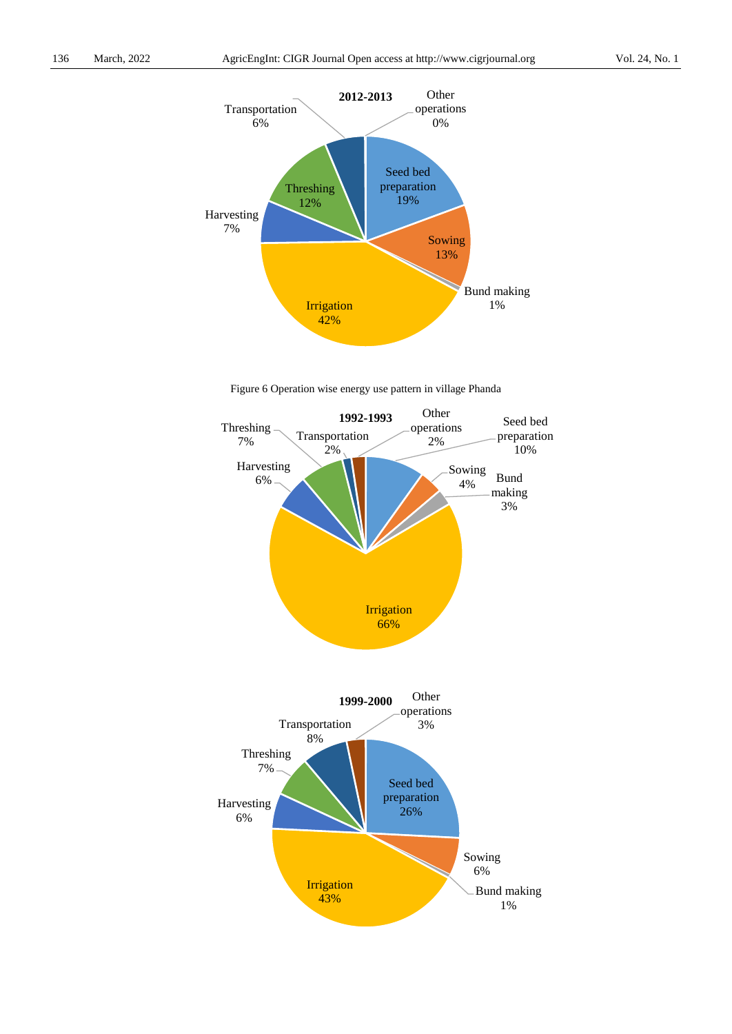**2012-2013**

Seed bed preparation 19%
Sowing 13%
Bund making 1%
Irrigation 42%
Harvesting 7%
Threshing 12%
Transportation 6%
Other operations 0%

Figure 6 Operation wise energy use pattern in village Phanda

**1992-1993**

Seed bed preparation 10%
Sowing 4%
Bund making 3%
Irrigation 66%
Harvesting 6%
Threshing 7%
Transportation 2%
Other operations 2%

**1999-2000**

Seed bed preparation 26%
Sowing 6%
Bund making 1%
Irrigation 43%
Harvesting 6%
Threshing 7%
Transportation 8%
Other operations 3%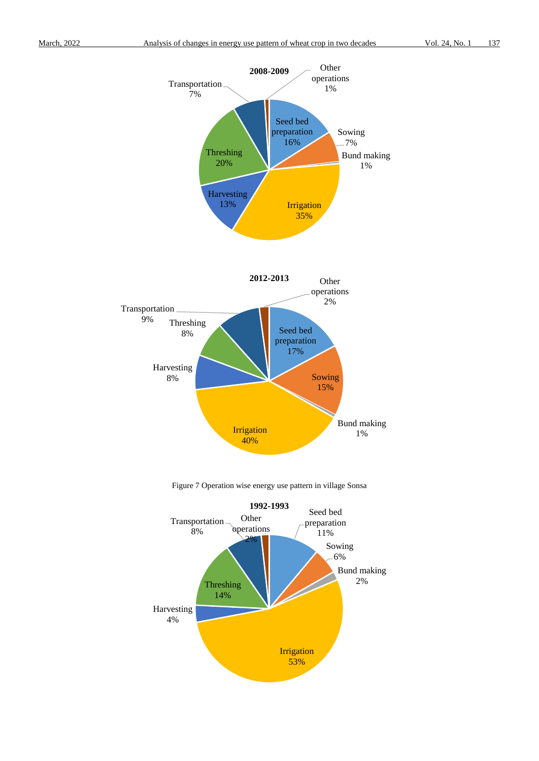**2008-2009**

Seed bed preparation 16%, Sowing 7%, Bund making 1%, Irrigation 35%, Harvesting 13%, Threshing 20%, Transportation 7%, Other operations 1%

**2012-2013**

Seed bed preparation 17%, Sowing 15%, Bund making 1%, Irrigation 40%, Harvesting 8%, Threshing 8%, Transportation 9%, Other operations 2%

Figure 7 Operation wise energy use pattern in village Sonsa

**1992-1993**

Seed bed preparation 11%, Sowing 6%, Bund making 2%, Irrigation 53%, Harvesting 4%, Threshing 14%, Transportation 8%, Other operations 2%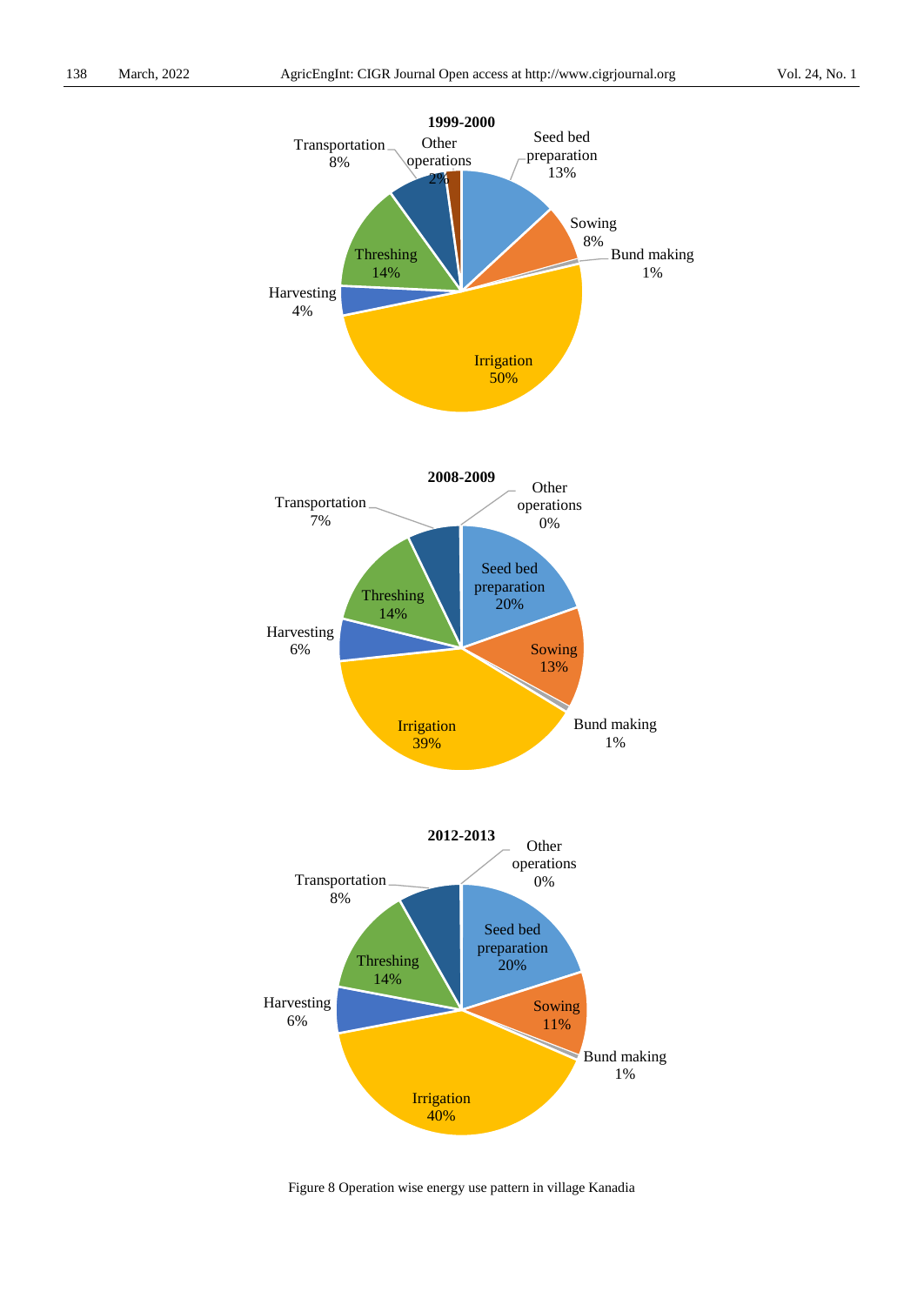Figure 8 Operation wise energy use pattern in village Kanadia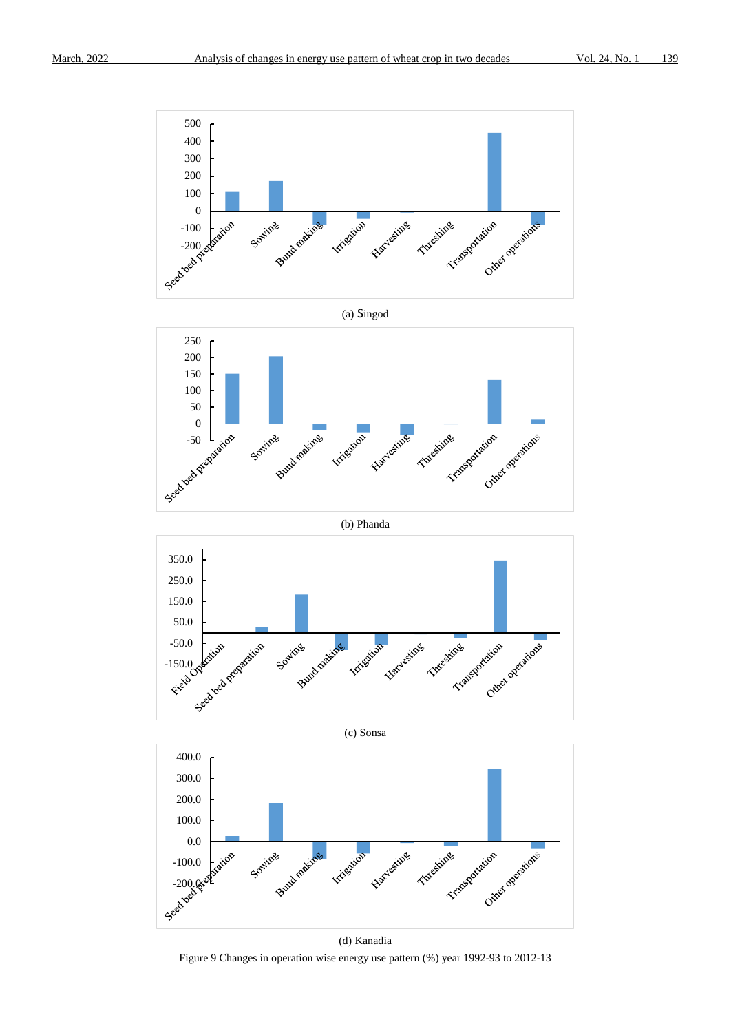(a) Singod

(b) Phanda

(c) Sonsa

(d) Kanadia

Figure 9 Changes in operation wise energy use pattern (%) year 1992-93 to 2012-13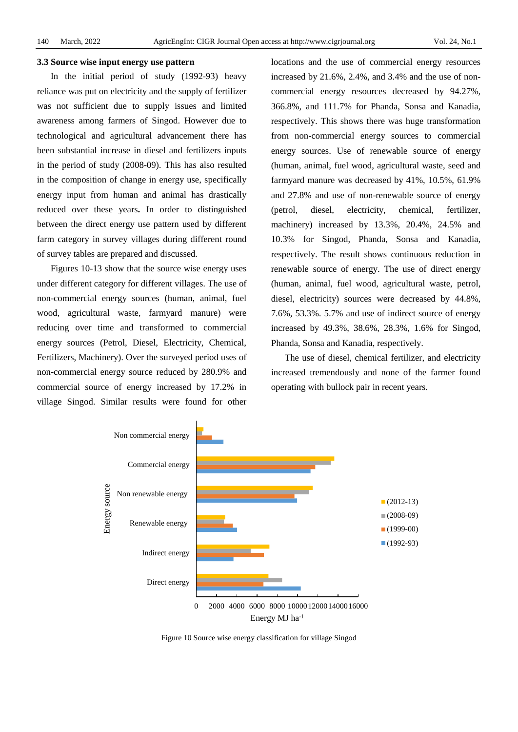### 3.3 Source wise input energy use pattern

In the initial period of study (1992-93) heavy reliance was put on electricity and the supply of fertilizer was not sufficient due to supply issues and limited awareness among farmers of Singod. However due to technological and agricultural advancement there has been substantial increase in diesel and fertilizers inputs in the period of study (2008-09). This has also resulted in the composition of change in energy use, specifically energy input from human and animal has drastically reduced over these years**.** In order to distinguished between the direct energy use pattern used by different farm category in survey villages during different round of survey tables are prepared and discussed.

Figures 10-13 show that the source wise energy uses under different category for different villages. The use of non-commercial energy sources (human, animal, fuel wood, agricultural waste, farmyard manure) were reducing over time and transformed to commercial energy sources (Petrol, Diesel, Electricity, Chemical, Fertilizers, Machinery). Over the surveyed period uses of non-commercial energy source reduced by 280.9% and commercial source of energy increased by 17.2% in village Singod. Similar results were found for other locations and the use of commercial energy resources increased by 21.6%, 2.4%, and 3.4% and the use of non-commercial energy resources decreased by 94.27%, 366.8%, and 111.7% for Phanda, Sonsa and Kanadia, respectively. This shows there was huge transformation from non-commercial energy sources to commercial energy sources. Use of renewable source of energy (human, animal, fuel wood, agricultural waste, seed and farmyard manure was decreased by 41%, 10.5%, 61.9% and 27.8% and use of non-renewable source of energy (petrol, diesel, electricity, chemical, fertilizer, machinery) increased by 13.3%, 20.4%, 24.5% and 10.3% for Singod, Phanda, Sonsa and Kanadia, respectively. The result shows continuous reduction in renewable source of energy. The use of direct energy (human, animal, fuel wood, agricultural waste, petrol, diesel, electricity) sources were decreased by 44.8%, 7.6%, 53.3%. 5.7% and use of indirect source of energy increased by 49.3%, 38.6%, 28.3%, 1.6% for Singod, Phanda, Sonsa and Kanadia, respectively.

The use of diesel, chemical fertilizer, and electricity increased tremendously and none of the farmer found operating with bullock pair in recent years.

Figure 10 Source wise energy classification for village Singod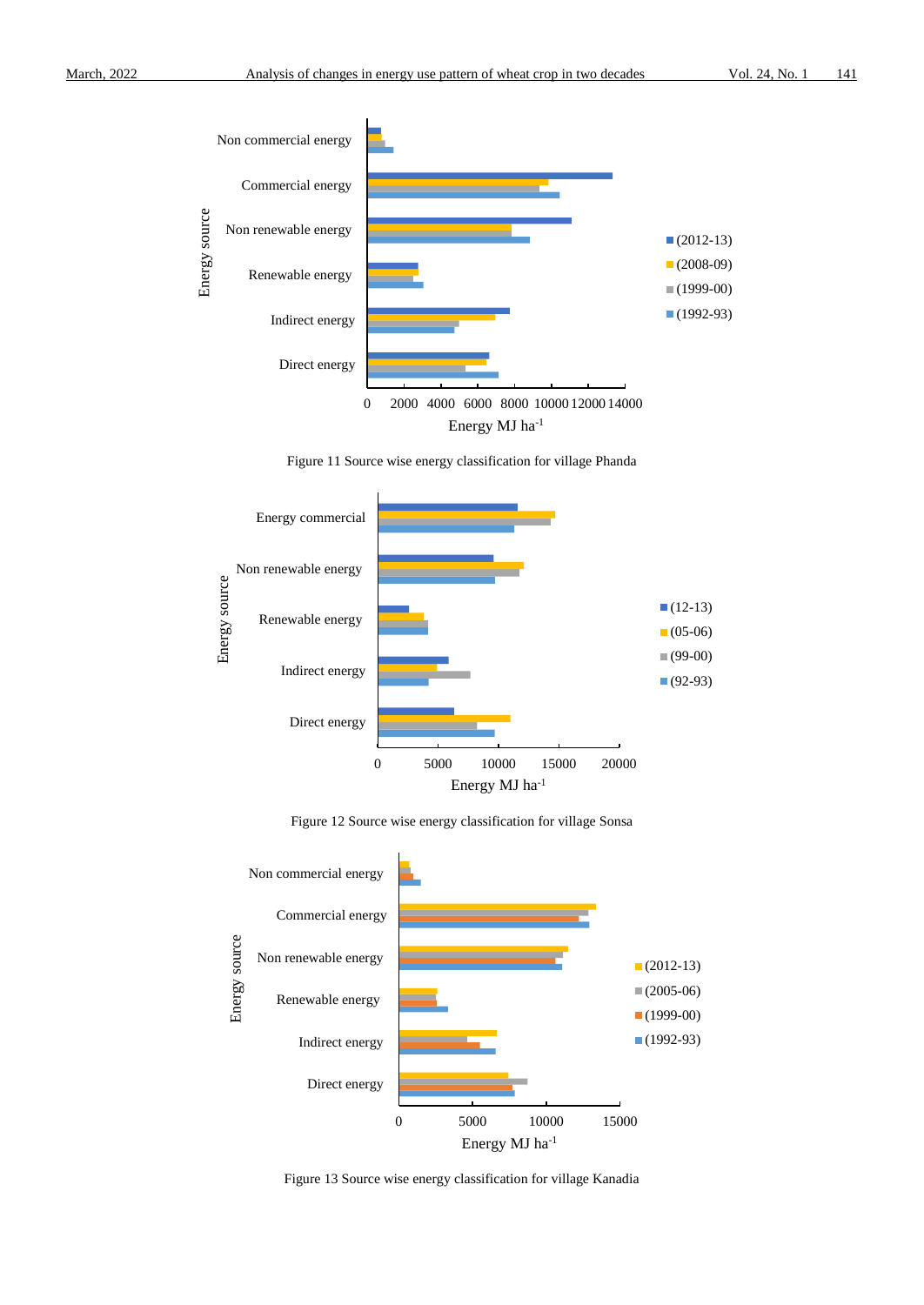Figure 11 Source wise energy classification for village Phanda

Figure 12 Source wise energy classification for village Sonsa

Figure 13 Source wise energy classification for village Kanadia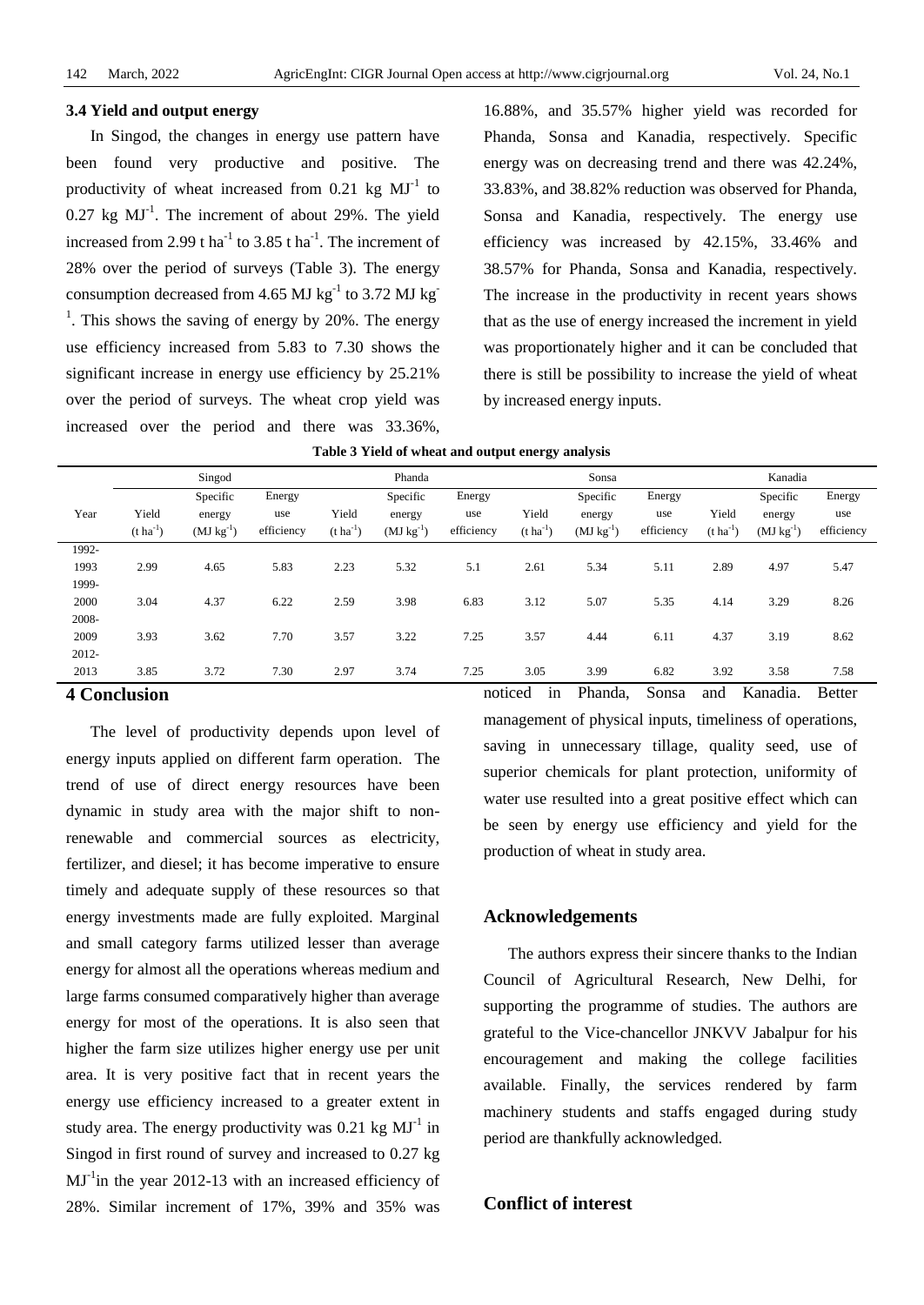### 3.4 Yield and output energy

In Singod, the changes in energy use pattern have been found very productive and positive. The productivity of wheat increased from 0.21 kg $MJ^{-1}$ to 0.27 kg $MJ^{-1}$. The increment of about 29%. The yield increased from 2.99 t $ha^{-1}$ to 3.85 t $ha^{-1}$. The increment of 28% over the period of surveys (Table 3). The energy consumption decreased from 4.65 MJ $kg^{-1}$ to 3.72 MJ $kg^{-1}$. This shows the saving of energy by 20%. The energy use efficiency increased from 5.83 to 7.30 shows the significant increase in energy use efficiency by 25.21% over the period of surveys. The wheat crop yield was increased over the period and there was 33.36%, 16.88%, and 35.57% higher yield was recorded for Phanda, Sonsa and Kanadia, respectively. Specific energy was on decreasing trend and there was 42.24%, 33.83%, and 38.82% reduction was observed for Phanda, Sonsa and Kanadia, respectively. The energy use efficiency was increased by 42.15%, 33.46% and 38.57% for Phanda, Sonsa and Kanadia, respectively. The increase in the productivity in recent years shows that as the use of energy increased the increment in yield was proportionately higher and it can be concluded that there is still be possibility to increase the yield of wheat by increased energy inputs.

**Table 3 Yield of wheat and output energy analysis**

| Year | Singod | | | Phanda | | | Sonsa | | | Kanadia | | |
|---|---|---|---|---|---|---|---|---|---|---|---|---|
| | Yield (t $ha^{-1}$) | Specific energy (MJ $kg^{-1}$) | Energy use efficiency | Yield (t $ha^{-1}$) | Specific energy (MJ $kg^{-1}$) | Energy use efficiency | Yield (t $ha^{-1}$) | Specific energy (MJ $kg^{-1}$) | Energy use efficiency | Yield (t $ha^{-1}$) | Specific energy (MJ $kg^{-1}$) | Energy use efficiency |
| 1992-1993 | 2.99 | 4.65 | 5.83 | 2.23 | 5.32 | 5.1 | 2.61 | 5.34 | 5.11 | 2.89 | 4.97 | 5.47 |
| 1999-2000 | 3.04 | 4.37 | 6.22 | 2.59 | 3.98 | 6.83 | 3.12 | 5.07 | 5.35 | 4.14 | 3.29 | 8.26 |
| 2008-2009 | 3.93 | 3.62 | 7.70 | 3.57 | 3.22 | 7.25 | 3.57 | 4.44 | 6.11 | 4.37 | 3.19 | 8.62 |
| 2012-2013 | 3.85 | 3.72 | 7.30 | 2.97 | 3.74 | 7.25 | 3.05 | 3.99 | 6.82 | 3.92 | 3.58 | 7.58 |

## 4 Conclusion

The level of productivity depends upon level of energy inputs applied on different farm operation. The trend of use of direct energy resources have been dynamic in study area with the major shift to non-renewable and commercial sources as electricity, fertilizer, and diesel; it has become imperative to ensure timely and adequate supply of these resources so that energy investments made are fully exploited. Marginal and small category farms utilized lesser than average energy for almost all the operations whereas medium and large farms consumed comparatively higher than average energy for most of the operations. It is also seen that higher the farm size utilizes higher energy use per unit area. It is very positive fact that in recent years the energy use efficiency increased to a greater extent in study area. The energy productivity was 0.21 kg $MJ^{-1}$ in Singod in first round of survey and increased to 0.27 kg $MJ^{-1}$in the year 2012-13 with an increased efficiency of 28%. Similar increment of 17%, 39% and 35% was noticed in Phanda, Sonsa and Kanadia. Better management of physical inputs, timeliness of operations, saving in unnecessary tillage, quality seed, use of superior chemicals for plant protection, uniformity of water use resulted into a great positive effect which can be seen by energy use efficiency and yield for the production of wheat in study area.

## Acknowledgements

The authors express their sincere thanks to the Indian Council of Agricultural Research, New Delhi, for supporting the programme of studies. The authors are grateful to the Vice-chancellor JNKVV Jabalpur for his encouragement and making the college facilities available. Finally, the services rendered by farm machinery students and staffs engaged during study period are thankfully acknowledged.

## Conflict of interest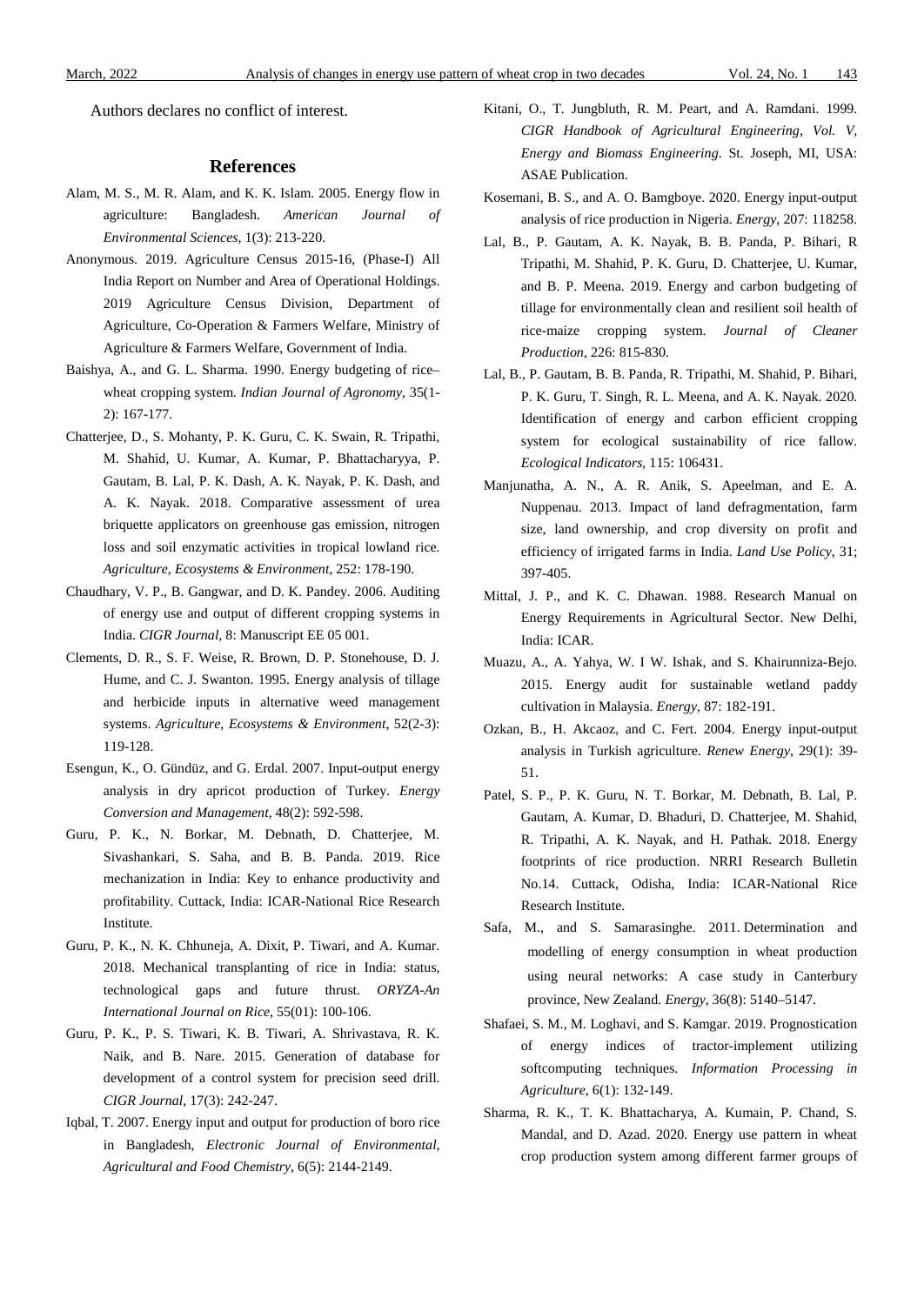Authors declares no conflict of interest.

## References

Alam, M. S., M. R. Alam, and K. K. Islam. 2005. Energy flow in agriculture: Bangladesh. *American Journal of Environmental Sciences*, 1(3): 213-220.

Anonymous. 2019. Agriculture Census 2015-16, (Phase-I) All India Report on Number and Area of Operational Holdings. 2019 Agriculture Census Division, Department of Agriculture, Co-Operation & Farmers Welfare, Ministry of Agriculture & Farmers Welfare, Government of India.

Baishya, A., and G. L. Sharma. 1990. Energy budgeting of rice–wheat cropping system. *Indian Journal of Agronomy*, 35(1-2): 167-177.

Chatterjee, D., S. Mohanty, P. K. Guru, C. K. Swain, R. Tripathi, M. Shahid, U. Kumar, A. Kumar, P. Bhattacharyya, P. Gautam, B. Lal, P. K. Dash, A. K. Nayak, P. K. Dash, and A. K. Nayak. 2018. Comparative assessment of urea briquette applicators on greenhouse gas emission, nitrogen loss and soil enzymatic activities in tropical lowland rice. *Agriculture, Ecosystems & Environment*, 252: 178-190.

Chaudhary, V. P., B. Gangwar, and D. K. Pandey. 2006. Auditing of energy use and output of different cropping systems in India. *CIGR Journal*, 8: Manuscript EE 05 001.

Clements, D. R., S. F. Weise, R. Brown, D. P. Stonehouse, D. J. Hume, and C. J. Swanton. 1995. Energy analysis of tillage and herbicide inputs in alternative weed management systems. *Agriculture, Ecosystems & Environment*, 52(2-3): 119-128.

Esengun, K., O. Gündüz, and G. Erdal. 2007. Input-output energy analysis in dry apricot production of Turkey. *Energy Conversion and Management*, 48(2): 592-598.

Guru, P. K., N. Borkar, M. Debnath, D. Chatterjee, M. Sivashankari, S. Saha, and B. B. Panda. 2019. Rice mechanization in India: Key to enhance productivity and profitability. Cuttack, India: ICAR-National Rice Research Institute.

Guru, P. K., N. K. Chhuneja, A. Dixit, P. Tiwari, and A. Kumar. 2018. Mechanical transplanting of rice in India: status, technological gaps and future thrust. *ORYZA-An International Journal on Rice*, 55(01): 100-106.

Guru, P. K., P. S. Tiwari, K. B. Tiwari, A. Shrivastava, R. K. Naik, and B. Nare. 2015. Generation of database for development of a control system for precision seed drill. *CIGR Journal*, 17(3): 242-247.

Iqbal, T. 2007. Energy input and output for production of boro rice in Bangladesh, *Electronic Journal of Environmental, Agricultural and Food Chemistry*, 6(5): 2144-2149.

Kitani, O., T. Jungbluth, R. M. Peart, and A. Ramdani. 1999. *CIGR Handbook of Agricultural Engineering, Vol. V, Energy and Biomass Engineering*. St. Joseph, MI, USA: ASAE Publication.

Kosemani, B. S., and A. O. Bamgboye. 2020. Energy input-output analysis of rice production in Nigeria. *Energy*, 207: 118258.

Lal, B., P. Gautam, A. K. Nayak, B. B. Panda, P. Bihari, R Tripathi, M. Shahid, P. K. Guru, D. Chatterjee, U. Kumar, and B. P. Meena. 2019. Energy and carbon budgeting of tillage for environmentally clean and resilient soil health of rice-maize cropping system. *Journal of Cleaner Production*, 226: 815-830.

Lal, B., P. Gautam, B. B. Panda, R. Tripathi, M. Shahid, P. Bihari, P. K. Guru, T. Singh, R. L. Meena, and A. K. Nayak. 2020. Identification of energy and carbon efficient cropping system for ecological sustainability of rice fallow. *Ecological Indicators*, 115: 106431.

Manjunatha, A. N., A. R. Anik, S. Apeelman, and E. A. Nuppenau. 2013. Impact of land defragmentation, farm size, land ownership, and crop diversity on profit and efficiency of irrigated farms in India. *Land Use Policy*, 31; 397-405.

Mittal, J. P., and K. C. Dhawan. 1988. Research Manual on Energy Requirements in Agricultural Sector. New Delhi, India: ICAR.

Muazu, A., A. Yahya, W. I W. Ishak, and S. Khairunniza-Bejo. 2015. Energy audit for sustainable wetland paddy cultivation in Malaysia. *Energy*, 87: 182-191.

Ozkan, B., H. Akcaoz, and C. Fert. 2004. Energy input-output analysis in Turkish agriculture. *Renew Energy*, 29(1): 39-51.

Patel, S. P., P. K. Guru, N. T. Borkar, M. Debnath, B. Lal, P. Gautam, A. Kumar, D. Bhaduri, D. Chatterjee, M. Shahid, R. Tripathi, A. K. Nayak, and H. Pathak. 2018. Energy footprints of rice production. NRRI Research Bulletin No.14. Cuttack, Odisha, India: ICAR-National Rice Research Institute.

Safa, M., and S. Samarasinghe. 2011. Determination and modelling of energy consumption in wheat production using neural networks: A case study in Canterbury province, New Zealand. *Energy*, 36(8): 5140–5147.

Shafaei, S. M., M. Loghavi, and S. Kamgar. 2019. Prognostication of energy indices of tractor-implement utilizing softcomputing techniques. *Information Processing in Agriculture*, 6(1): 132-149.

Sharma, R. K., T. K. Bhattacharya, A. Kumain, P. Chand, S. Mandal, and D. Azad. 2020. Energy use pattern in wheat crop production system among different farmer groups of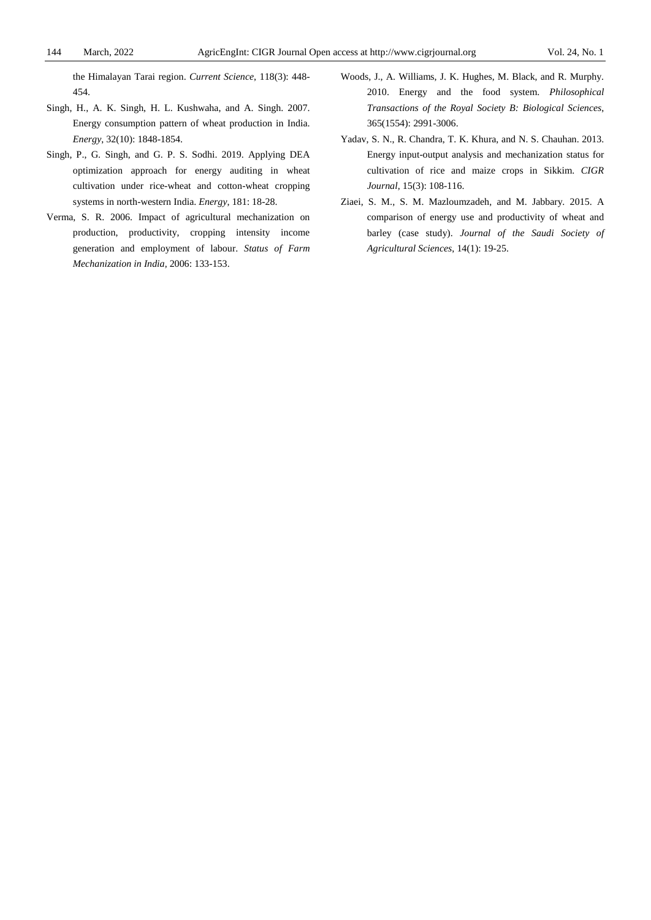the Himalayan Tarai region. *Current Science*, 118(3): 448-454.

Singh, H., A. K. Singh, H. L. Kushwaha, and A. Singh. 2007. Energy consumption pattern of wheat production in India. *Energy*, 32(10): 1848-1854.

Singh, P., G. Singh, and G. P. S. Sodhi. 2019. Applying DEA optimization approach for energy auditing in wheat cultivation under rice-wheat and cotton-wheat cropping systems in north-western India. *Energy*, 181: 18-28.

Verma, S. R. 2006. Impact of agricultural mechanization on production, productivity, cropping intensity income generation and employment of labour. *Status of Farm Mechanization in India*, 2006: 133-153.

Woods, J., A. Williams, J. K. Hughes, M. Black, and R. Murphy. 2010. Energy and the food system. *Philosophical Transactions of the Royal Society B: Biological Sciences*, 365(1554): 2991-3006.

Yadav, S. N., R. Chandra, T. K. Khura, and N. S. Chauhan. 2013. Energy input-output analysis and mechanization status for cultivation of rice and maize crops in Sikkim. *CIGR Journal*, 15(3): 108-116.

Ziaei, S. M., S. M. Mazloumzadeh, and M. Jabbary. 2015. A comparison of energy use and productivity of wheat and barley (case study). *Journal of the Saudi Society of Agricultural Sciences*, 14(1): 19-25.